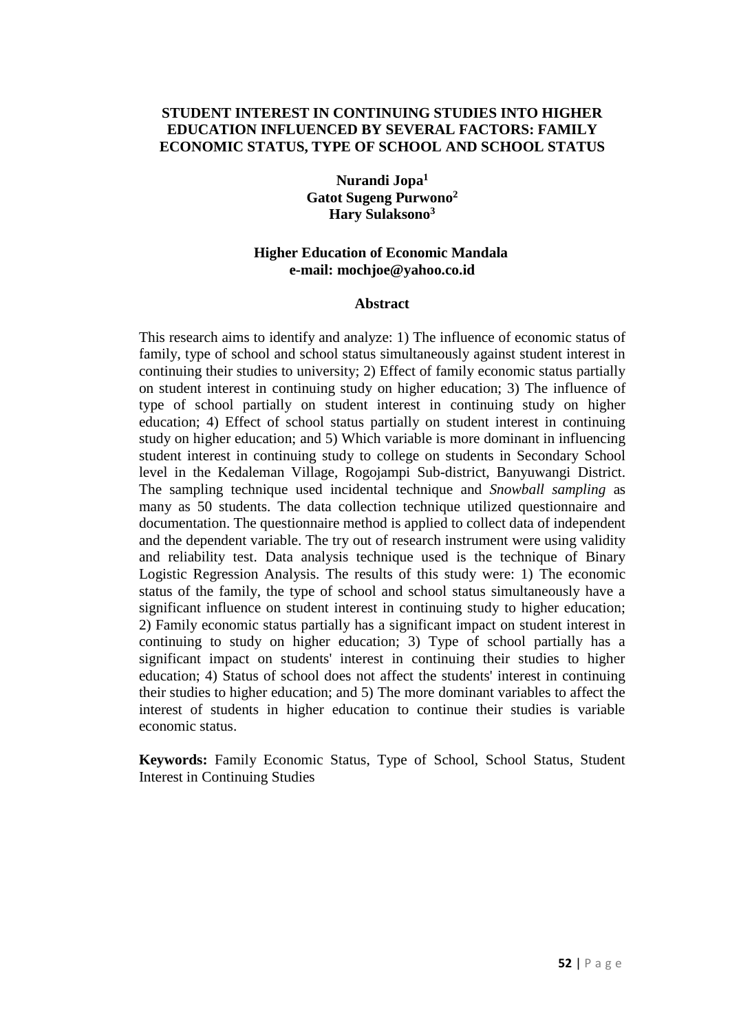# STUDENT INTEREST IN CONTINUING STUDIES INTO HIGHER EDUCATION INFLUENCED BY SEVERAL FACTORS: FAMILY ECONOMIC STATUS, TYPE OF SCHOOL AND SCHOOL STATUS

**Nurandi Jopa[1]**
**Gatot Sugeng Purwono[2]**
**Hary Sulaksono[3]**

**Higher Education of Economic Mandala**
**e-mail: mochjoe@yahoo.co.id**

## Abstract

This research aims to identify and analyze: 1) The influence of economic status of family, type of school and school status simultaneously against student interest in continuing their studies to university; 2) Effect of family economic status partially on student interest in continuing study on higher education; 3) The influence of type of school partially on student interest in continuing study on higher education; 4) Effect of school status partially on student interest in continuing study on higher education; and 5) Which variable is more dominant in influencing student interest in continuing study to college on students in Secondary School level in the Kedaleman Village, Rogojampi Sub-district, Banyuwangi District. The sampling technique used incidental technique and *Snowball sampling* as many as 50 students. The data collection technique utilized questionnaire and documentation. The questionnaire method is applied to collect data of independent and the dependent variable. The try out of research instrument were using validity and reliability test. Data analysis technique used is the technique of Binary Logistic Regression Analysis. The results of this study were: 1) The economic status of the family, the type of school and school status simultaneously have a significant influence on student interest in continuing study to higher education; 2) Family economic status partially has a significant impact on student interest in continuing to study on higher education; 3) Type of school partially has a significant impact on students' interest in continuing their studies to higher education; 4) Status of school does not affect the students' interest in continuing their studies to higher education; and 5) The more dominant variables to affect the interest of students in higher education to continue their studies is variable economic status.

**Keywords:** Family Economic Status, Type of School, School Status, Student Interest in Continuing Studies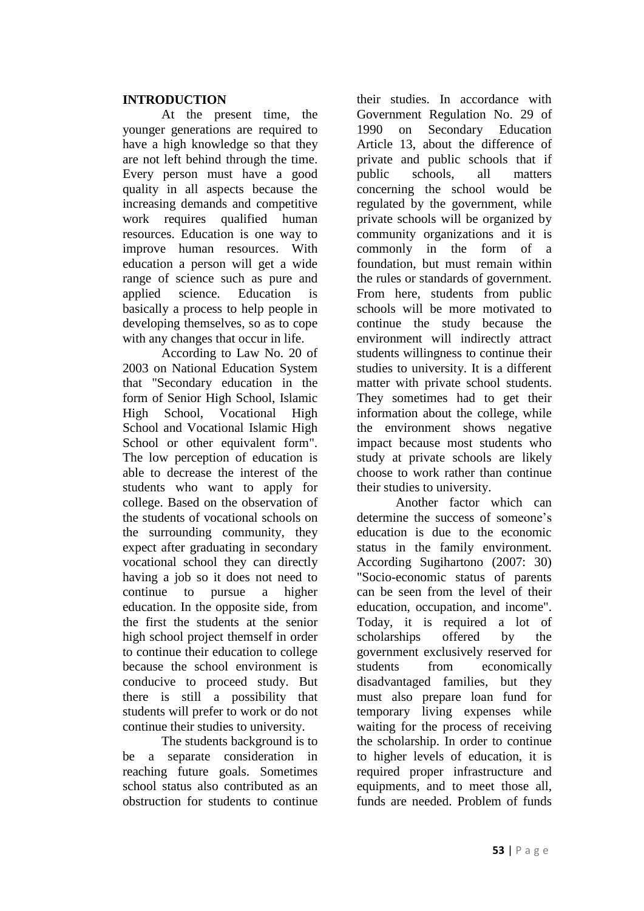## INTRODUCTION

At the present time, the younger generations are required to have a high knowledge so that they are not left behind through the time. Every person must have a good quality in all aspects because the increasing demands and competitive work requires qualified human resources. Education is one way to improve human resources. With education a person will get a wide range of science such as pure and applied science. Education is basically a process to help people in developing themselves, so as to cope with any changes that occur in life.

According to Law No. 20 of 2003 on National Education System that "Secondary education in the form of Senior High School, Islamic High School, Vocational High School and Vocational Islamic High School or other equivalent form". The low perception of education is able to decrease the interest of the students who want to apply for college. Based on the observation of the students of vocational schools on the surrounding community, they expect after graduating in secondary vocational school they can directly having a job so it does not need to continue to pursue a higher education. In the opposite side, from the first the students at the senior high school project themself in order to continue their education to college because the school environment is conducive to proceed study. But there is still a possibility that students will prefer to work or do not continue their studies to university.

The students background is to be a separate consideration in reaching future goals. Sometimes school status also contributed as an obstruction for students to continue their studies. In accordance with Government Regulation No. 29 of 1990 on Secondary Education Article 13, about the difference of private and public schools that if public schools, all matters concerning the school would be regulated by the government, while private schools will be organized by community organizations and it is commonly in the form of a foundation, but must remain within the rules or standards of government. From here, students from public schools will be more motivated to continue the study because the environment will indirectly attract students willingness to continue their studies to university. It is a different matter with private school students. They sometimes had to get their information about the college, while the environment shows negative impact because most students who study at private schools are likely choose to work rather than continue their studies to university.

Another factor which can determine the success of someone's education is due to the economic status in the family environment. According Sugihartono (2007: 30) "Socio-economic status of parents can be seen from the level of their education, occupation, and income". Today, it is required a lot of scholarships offered by the government exclusively reserved for students from economically disadvantaged families, but they must also prepare loan fund for temporary living expenses while waiting for the process of receiving the scholarship. In order to continue to higher levels of education, it is required proper infrastructure and equipments, and to meet those all, funds are needed. Problem of funds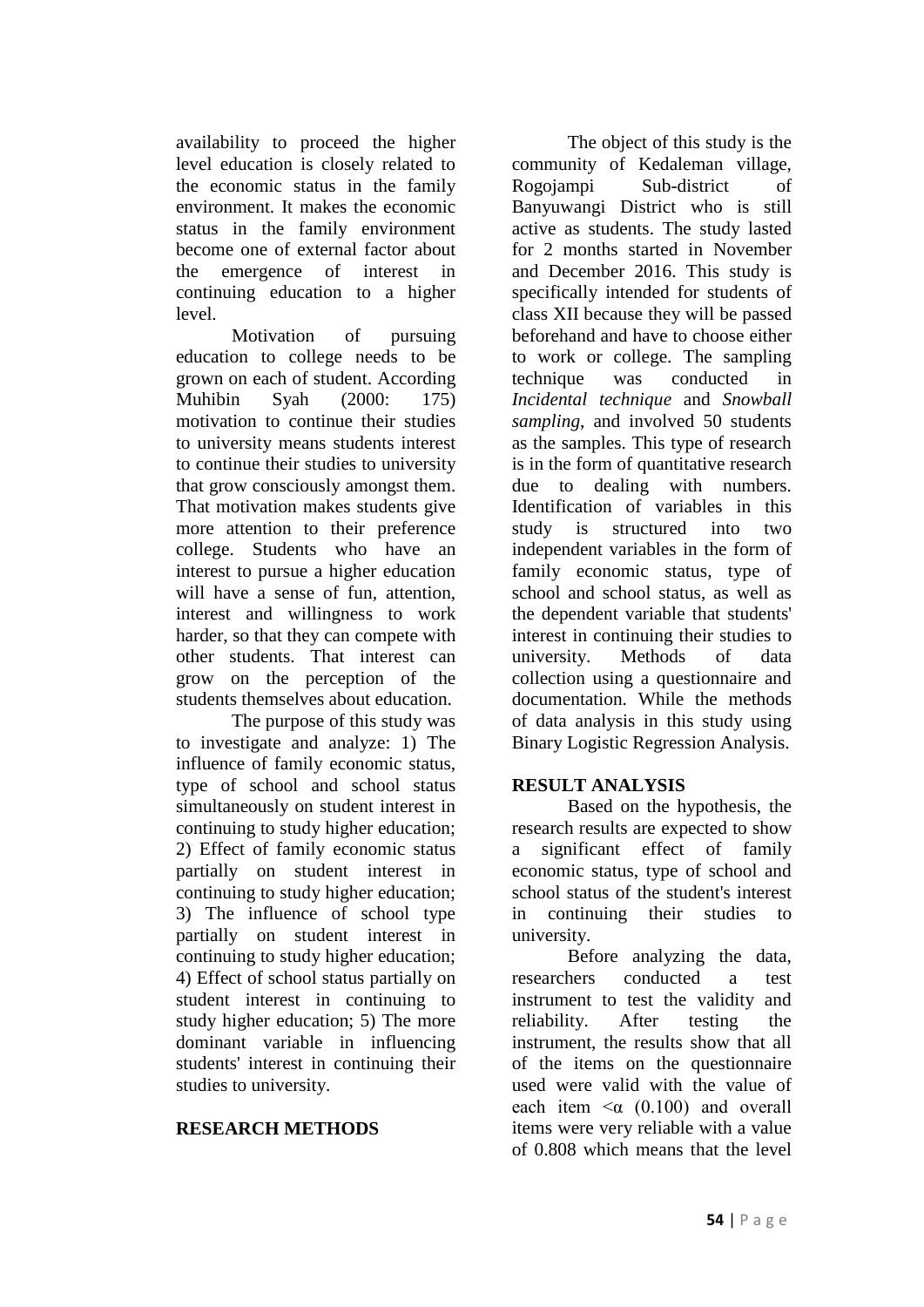availability to proceed the higher level education is closely related to the economic status in the family environment. It makes the economic status in the family environment become one of external factor about the emergence of interest in continuing education to a higher level.

Motivation of pursuing education to college needs to be grown on each of student. According Muhibin Syah (2000: 175) motivation to continue their studies to university means students interest to continue their studies to university that grow consciously amongst them. That motivation makes students give more attention to their preference college. Students who have an interest to pursue a higher education will have a sense of fun, attention, interest and willingness to work harder, so that they can compete with other students. That interest can grow on the perception of the students themselves about education.

The purpose of this study was to investigate and analyze: 1) The influence of family economic status, type of school and school status simultaneously on student interest in continuing to study higher education; 2) Effect of family economic status partially on student interest in continuing to study higher education; 3) The influence of school type partially on student interest in continuing to study higher education; 4) Effect of school status partially on student interest in continuing to study higher education; 5) The more dominant variable in influencing students' interest in continuing their studies to university.

## RESEARCH METHODS

The object of this study is the community of Kedaleman village, Rogojampi Sub-district of Banyuwangi District who is still active as students. The study lasted for 2 months started in November and December 2016. This study is specifically intended for students of class XII because they will be passed beforehand and have to choose either to work or college. The sampling technique was conducted in *Incidental technique* and *Snowball sampling*, and involved 50 students as the samples. This type of research is in the form of quantitative research due to dealing with numbers. Identification of variables in this study is structured into two independent variables in the form of family economic status, type of school and school status, as well as the dependent variable that students' interest in continuing their studies to university. Methods of data collection using a questionnaire and documentation. While the methods of data analysis in this study using Binary Logistic Regression Analysis.

## RESULT ANALYSIS

Based on the hypothesis, the research results are expected to show a significant effect of family economic status, type of school and school status of the student's interest in continuing their studies to university.

Before analyzing the data, researchers conducted a test instrument to test the validity and reliability. After testing the instrument, the results show that all of the items on the questionnaire used were valid with the value of each item $< \alpha$ (0.100) and overall items were very reliable with a value of 0.808 which means that the level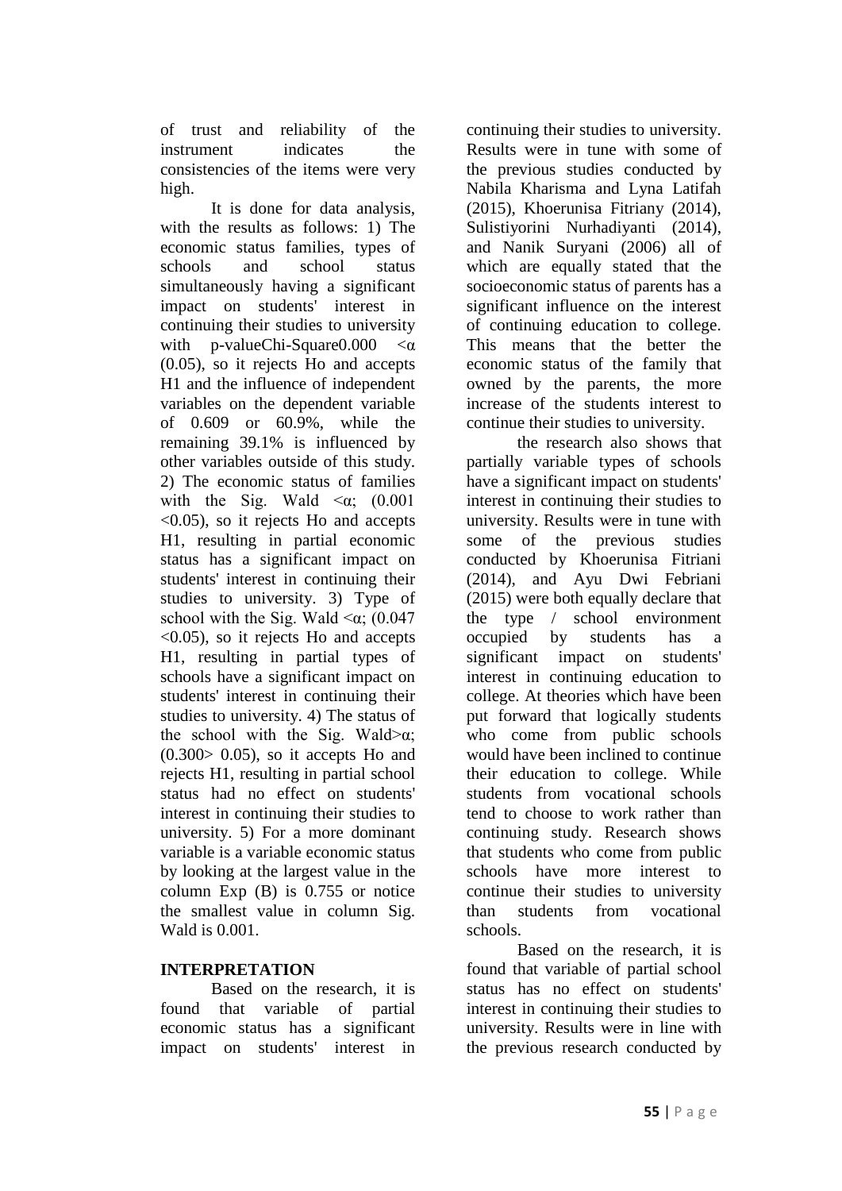of trust and reliability of the instrument indicates the consistencies of the items were very high.

It is done for data analysis, with the results as follows: 1) The economic status families, types of schools and school status simultaneously having a significant impact on students' interest in continuing their studies to university with p-valueChi-Square0.000 $< \alpha$ (0.05), so it rejects Ho and accepts H1 and the influence of independent variables on the dependent variable of 0.609 or 60.9%, while the remaining 39.1% is influenced by other variables outside of this study. 2) The economic status of families with the Sig. Wald $<\alpha$; (0.001 <0.05), so it rejects Ho and accepts H1, resulting in partial economic status has a significant impact on students' interest in continuing their studies to university. 3) Type of school with the Sig. Wald $<\alpha$; (0.047 <0.05), so it rejects Ho and accepts H1, resulting in partial types of schools have a significant impact on students' interest in continuing their studies to university. 4) The status of the school with the Sig. Wald$>\alpha$; (0.300> 0.05), so it accepts Ho and rejects H1, resulting in partial school status had no effect on students' interest in continuing their studies to university. 5) For a more dominant variable is a variable economic status by looking at the largest value in the column Exp (B) is 0.755 or notice the smallest value in column Sig. Wald is 0.001.

## INTERPRETATION

Based on the research, it is found that variable of partial economic status has a significant impact on students' interest in continuing their studies to university. Results were in tune with some of the previous studies conducted by Nabila Kharisma and Lyna Latifah (2015), Khoerunisa Fitriany (2014), Sulistiyorini Nurhadiyanti (2014), and Nanik Suryani (2006) all of which are equally stated that the socioeconomic status of parents has a significant influence on the interest of continuing education to college. This means that the better the economic status of the family that owned by the parents, the more increase of the students interest to continue their studies to university.

the research also shows that partially variable types of schools have a significant impact on students' interest in continuing their studies to university. Results were in tune with some of the previous studies conducted by Khoerunisa Fitriani (2014), and Ayu Dwi Febriani (2015) were both equally declare that the type / school environment occupied by students has a significant impact on students' interest in continuing education to college. At theories which have been put forward that logically students who come from public schools would have been inclined to continue their education to college. While students from vocational schools tend to choose to work rather than continuing study. Research shows that students who come from public schools have more interest to continue their studies to university than students from vocational schools.

Based on the research, it is found that variable of partial school status has no effect on students' interest in continuing their studies to university. Results were in line with the previous research conducted by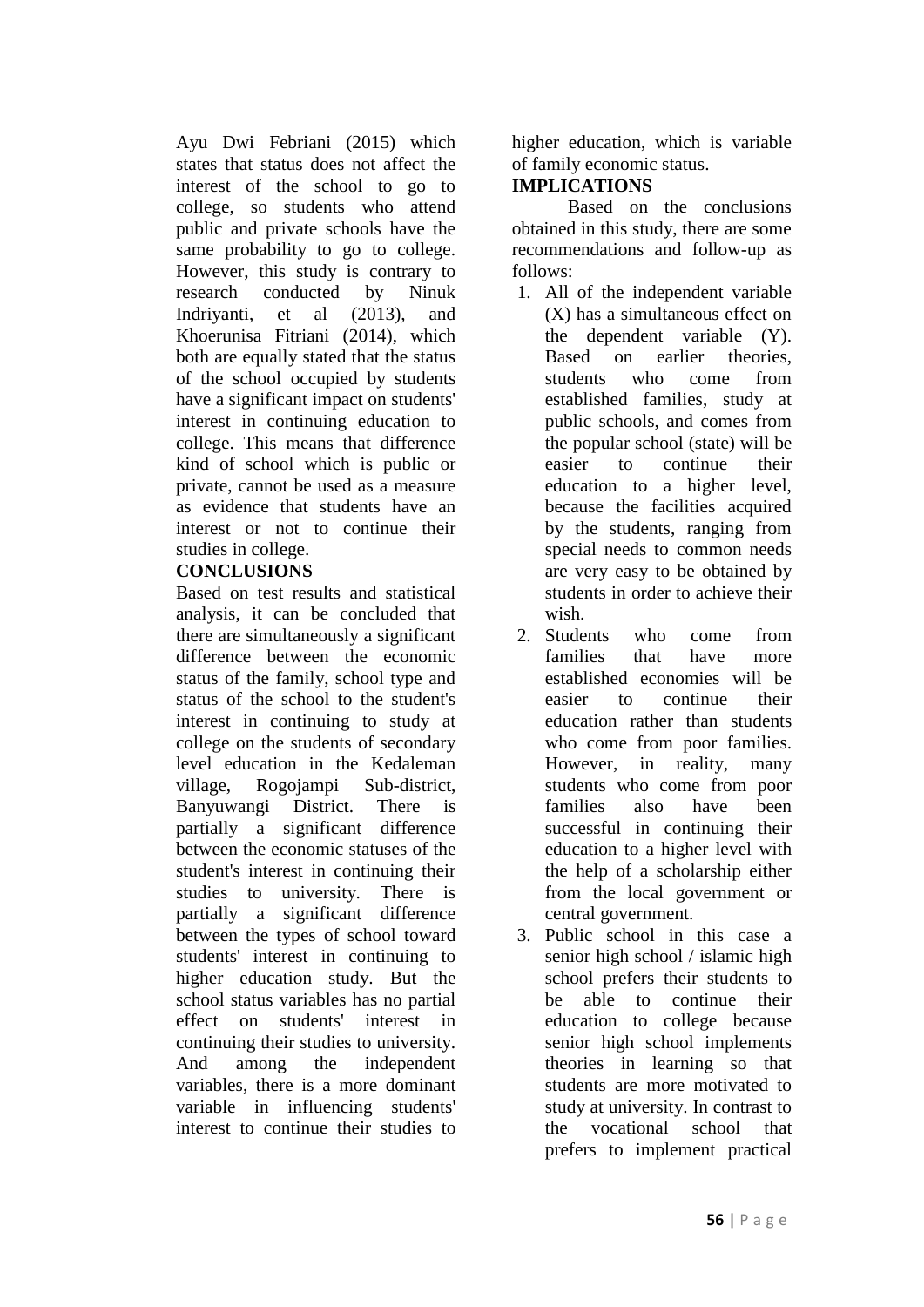Ayu Dwi Febriani (2015) which states that status does not affect the interest of the school to go to college, so students who attend public and private schools have the same probability to go to college. However, this study is contrary to research conducted by Ninuk Indriyanti, et al (2013), and Khoerunisa Fitriani (2014), which both are equally stated that the status of the school occupied by students have a significant impact on students' interest in continuing education to college. This means that difference kind of school which is public or private, cannot be used as a measure as evidence that students have an interest or not to continue their studies in college.

## CONCLUSIONS

Based on test results and statistical analysis, it can be concluded that there are simultaneously a significant difference between the economic status of the family, school type and status of the school to the student's interest in continuing to study at college on the students of secondary level education in the Kedaleman village, Rogojampi Sub-district, Banyuwangi District. There is partially a significant difference between the economic statuses of the student's interest in continuing their studies to university. There is partially a significant difference between the types of school toward students' interest in continuing to higher education study. But the school status variables has no partial effect on students' interest in continuing their studies to university. And among the independent variables, there is a more dominant variable in influencing students' interest to continue their studies to higher education, which is variable of family economic status.

## IMPLICATIONS

Based on the conclusions obtained in this study, there are some recommendations and follow-up as follows:

1. All of the independent variable (X) has a simultaneous effect on the dependent variable (Y). Based on earlier theories, students who come from established families, study at public schools, and comes from the popular school (state) will be easier to continue their education to a higher level, because the facilities acquired by the students, ranging from special needs to common needs are very easy to be obtained by students in order to achieve their wish.
2. Students who come from families that have more established economies will be easier to continue their education rather than students who come from poor families. However, in reality, many students who come from poor families also have been successful in continuing their education to a higher level with the help of a scholarship either from the local government or central government.
3. Public school in this case a senior high school / islamic high school prefers their students to be able to continue their education to college because senior high school implements theories in learning so that students are more motivated to study at university. In contrast to the vocational school that prefers to implement practical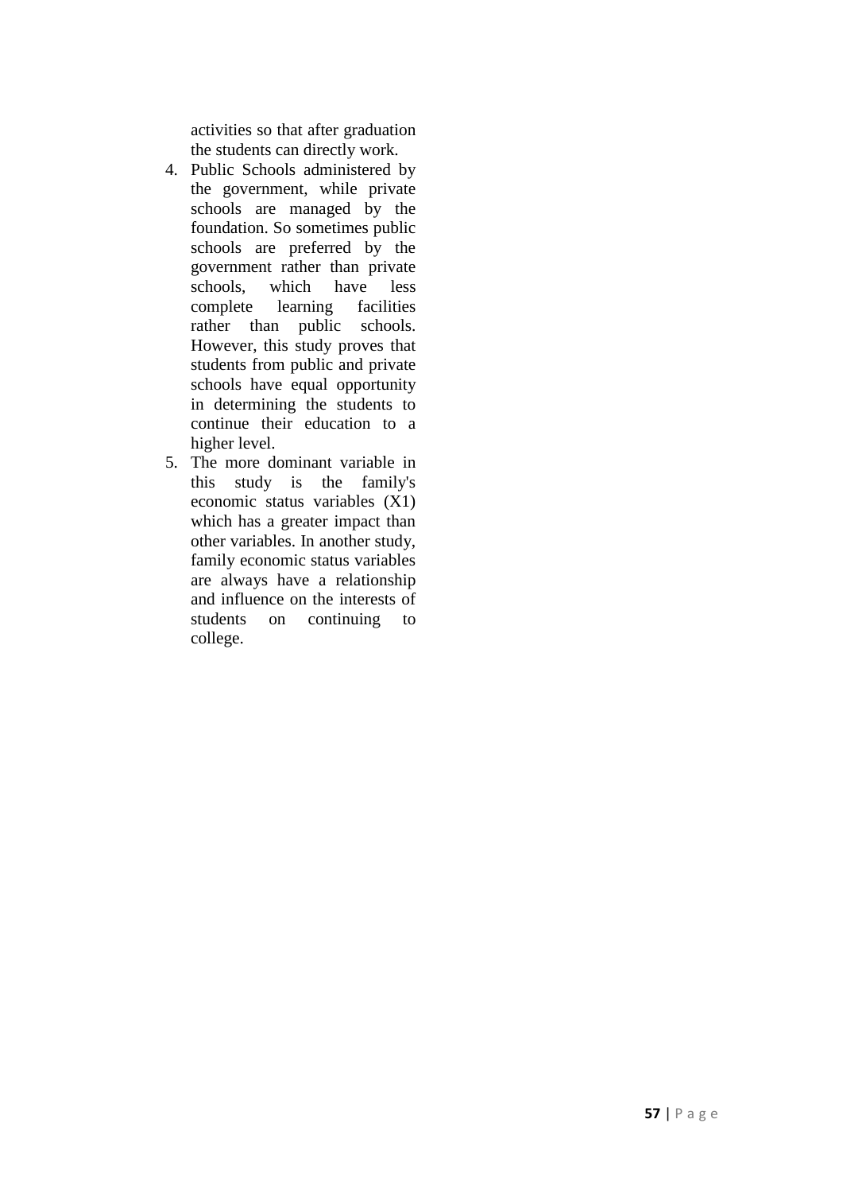activities so that after graduation the students can directly work.

4. Public Schools administered by the government, while private schools are managed by the foundation. So sometimes public schools are preferred by the government rather than private schools, which have less complete learning facilities rather than public schools. However, this study proves that students from public and private schools have equal opportunity in determining the students to continue their education to a higher level.
5. The more dominant variable in this study is the family's economic status variables (X1) which has a greater impact than other variables. In another study, family economic status variables are always have a relationship and influence on the interests of students on continuing to college.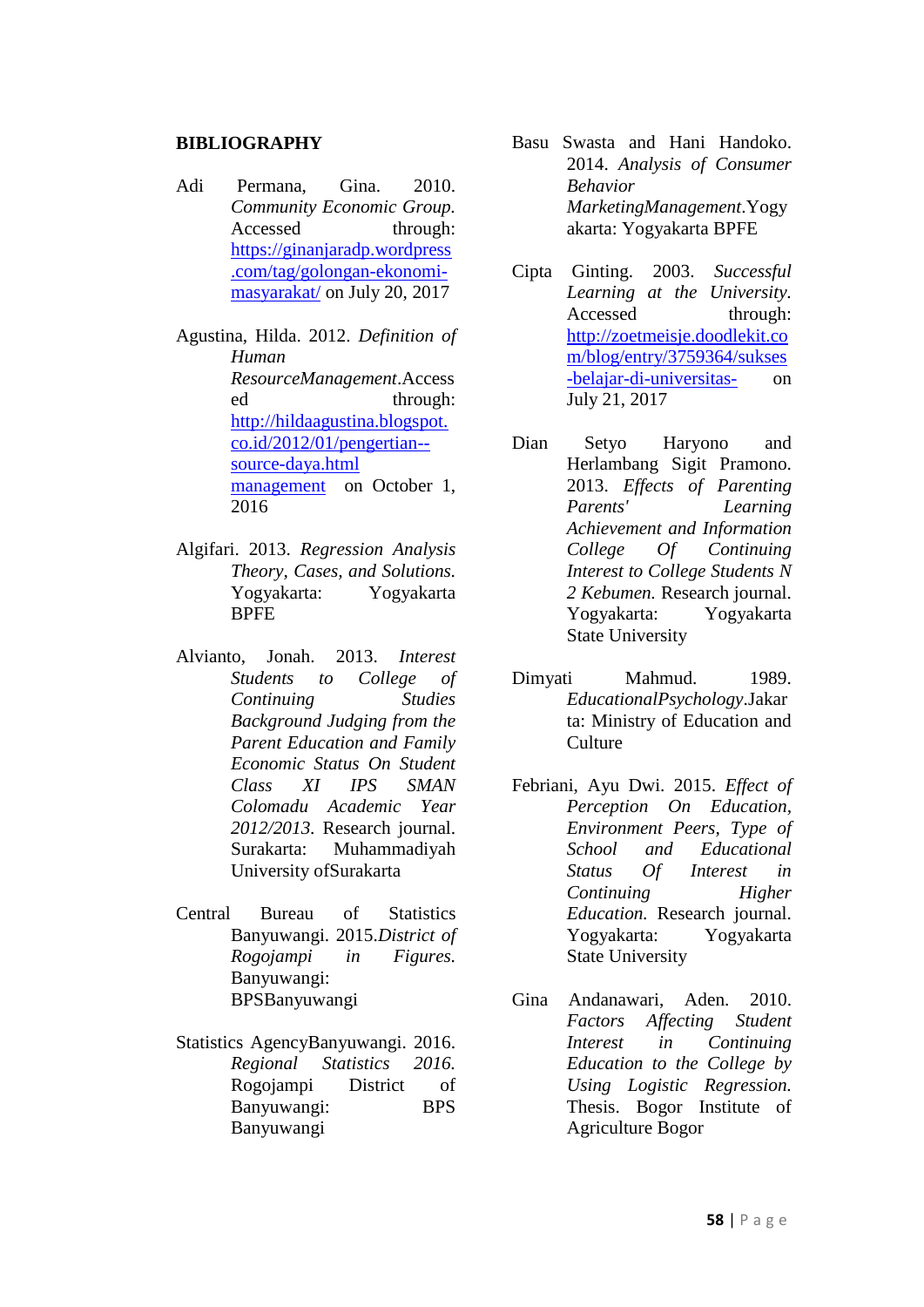## BIBLIOGRAPHY

Adi Permana, Gina. 2010. *Community Economic Group*. Accessed through: https://ginanjaradp.wordpress.com/tag/golongan-ekonomi-masyarakat/ on July 20, 2017

Agustina, Hilda. 2012. *Definition of Human ResourceManagement*.Accessed through: http://hildaagustina.blogspot.co.id/2012/01/pengertian--source-daya.html management on October 1, 2016

Algifari. 2013. *Regression Analysis Theory, Cases, and Solutions*. Yogyakarta: Yogyakarta BPFE

Alvianto, Jonah. 2013. *Interest Students to College of Continuing Studies Background Judging from the Parent Education and Family Economic Status On Student Class XI IPS SMAN Colomadu Academic Year 2012/2013*. Research journal. Surakarta: Muhammadiyah University ofSurakarta

Central Bureau of Statistics Banyuwangi. 2015.*District of Rogojampi in Figures*. Banyuwangi: BPSBanyuwangi

Statistics AgencyBanyuwangi. 2016. *Regional Statistics 2016.* Rogojampi District of Banyuwangi: BPS Banyuwangi

Basu Swasta and Hani Handoko. 2014. *Analysis of Consumer Behavior MarketingManagement*.Yogyakarta: Yogyakarta BPFE

Cipta Ginting. 2003. *Successful Learning at the University*. Accessed through: http://zoetmeisje.doodlekit.com/blog/entry/3759364/sukses-belajar-di-universitas- on July 21, 2017

Dian Setyo Haryono and Herlambang Sigit Pramono. 2013. *Effects of Parenting Parents' Learning Achievement and Information College Of Continuing Interest to College Students N 2 Kebumen*. Research journal. Yogyakarta: Yogyakarta State University

Dimyati Mahmud. 1989. *EducationalPsychology*.Jakarta: Ministry of Education and Culture

Febriani, Ayu Dwi. 2015. *Effect of Perception On Education, Environment Peers, Type of School and Educational Status Of Interest in Continuing Higher Education*. Research journal. Yogyakarta: Yogyakarta State University

Gina Andanawari, Aden. 2010. *Factors Affecting Student Interest in Continuing Education to the College by Using Logistic Regression*. Thesis. Bogor Institute of Agriculture Bogor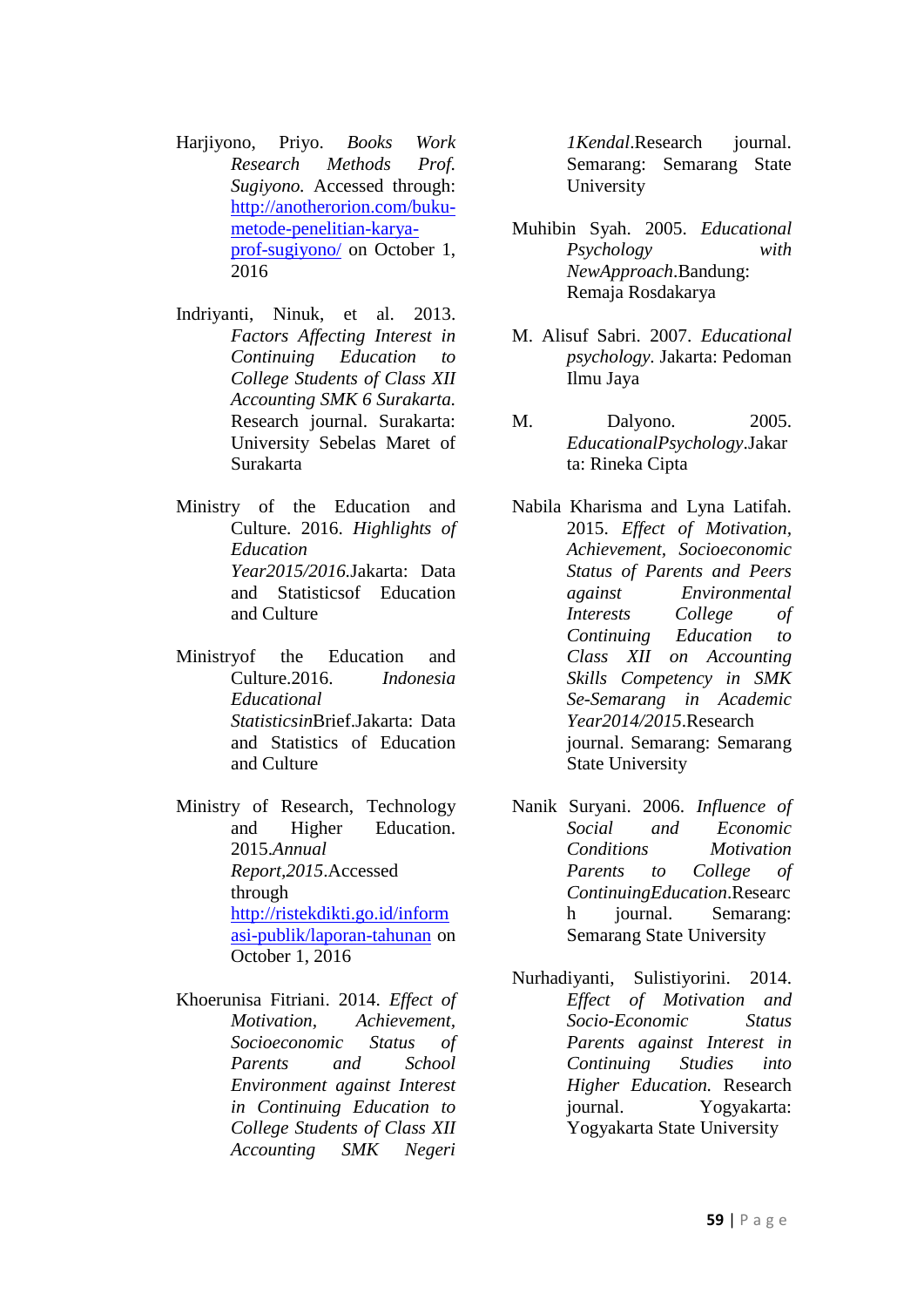Harjiyono, Priyo. *Books Work Research Methods Prof. Sugiyono.* Accessed through: http://anotherorion.com/buku-metode-penelitian-karya-prof-sugiyono/ on October 1, 2016

Indriyanti, Ninuk, et al. 2013. *Factors Affecting Interest in Continuing Education to College Students of Class XII Accounting SMK 6 Surakarta.* Research journal. Surakarta: University Sebelas Maret of Surakarta

Ministry of the Education and Culture. 2016. *Highlights of Education Year2015/2016*.Jakarta: Data and Statisticsof Education and Culture

Ministryof the Education and Culture.2016. *Indonesia Educational StatisticsinBrief*.Jakarta: Data and Statistics of Education and Culture

Ministry of Research, Technology and Higher Education. 2015.*Annual Report,2015*.Accessed through http://ristekdikti.go.id/informasi-publik/laporan-tahunan on October 1, 2016

Khoerunisa Fitriani. 2014. *Effect of Motivation, Achievement, Socioeconomic Status of Parents and School Environment against Interest in Continuing Education to College Students of Class XII Accounting SMK Negeri 1Kendal*.Research journal. Semarang: Semarang State University

Muhibin Syah. 2005. *Educational Psychology with NewApproach*.Bandung: Remaja Rosdakarya

M. Alisuf Sabri. 2007. *Educational psychology*. Jakarta: Pedoman Ilmu Jaya

M. Dalyono. 2005. *EducationalPsychology*.Jakarta: Rineka Cipta

Nabila Kharisma and Lyna Latifah. 2015. *Effect of Motivation, Achievement, Socioeconomic Status of Parents and Peers against Environmental Interests College of Continuing Education to Class XII on Accounting Skills Competency in SMK Se-Semarang in Academic Year2014/2015*.Research journal. Semarang: Semarang State University

Nanik Suryani. 2006. *Influence of Social and Economic Conditions Motivation Parents to College of ContinuingEducation*.Research journal. Semarang: Semarang State University

Nurhadiyanti, Sulistiyorini. 2014. *Effect of Motivation and Socio-Economic Status Parents against Interest in Continuing Studies into Higher Education.* Research journal. Yogyakarta: Yogyakarta State University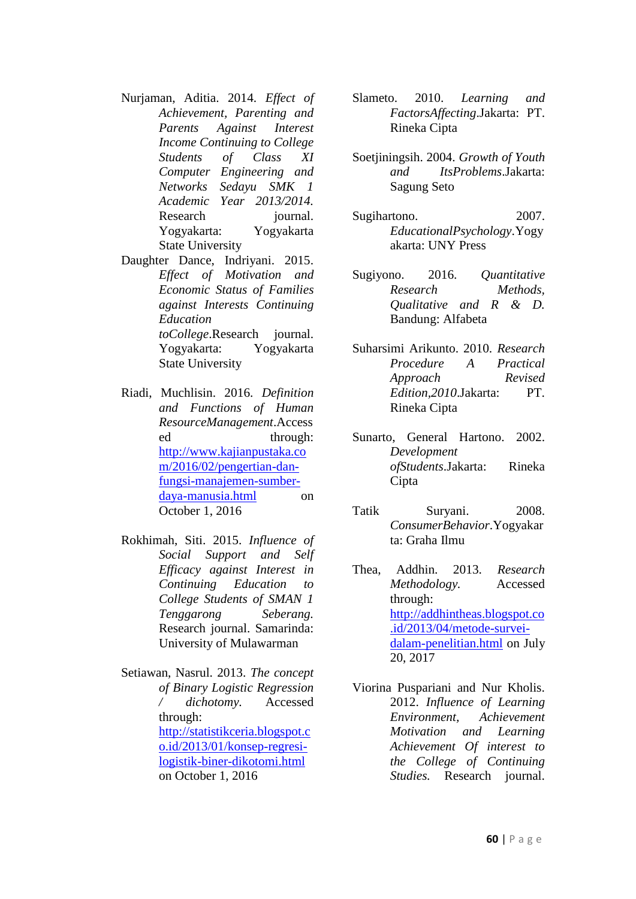Nurjaman, Aditia. 2014. *Effect of Achievement, Parenting and Parents Against Interest Income Continuing to College Students of Class XI Computer Engineering and Networks Sedayu SMK 1 Academic Year 2013/2014.* Research journal. Yogyakarta: Yogyakarta State University

Daughter Dance, Indriyani. 2015. *Effect of Motivation and Economic Status of Families against Interests Continuing Education toCollege*.Research journal. Yogyakarta: Yogyakarta State University

Riadi, Muchlisin. 2016. *Definition and Functions of Human ResourceManagement*.Accessed through: [http://www.kajianpustaka.com/2016/02/pengertian-dan-fungsi-manajemen-sumber-daya-manusia.html](http://www.kajianpustaka.com/2016/02/pengertian-dan-fungsi-manajemen-sumber-daya-manusia.html) on October 1, 2016

Rokhimah, Siti. 2015. *Influence of Social Support and Self Efficacy against Interest in Continuing Education to College Students of SMAN 1 Tenggarong Seberang.* Research journal. Samarinda: University of Mulawarman

Setiawan, Nasrul. 2013. *The concept of Binary Logistic Regression / dichotomy.* Accessed through: [http://statistikceria.blogspot.co.id/2013/01/konsep-regresi-logistik-biner-dikotomi.html](http://statistikceria.blogspot.co.id/2013/01/konsep-regresi-logistik-biner-dikotomi.html) on October 1, 2016

Slameto. 2010. *Learning and FactorsAffecting*.Jakarta: PT. Rineka Cipta

Soetjiningsih. 2004. *Growth of Youth and ItsProblems*.Jakarta: Sagung Seto

Sugihartono. 2007. *EducationalPsychology*.Yogyakarta: UNY Press

Sugiyono. 2016. *Quantitative Research Methods, Qualitative and R & D.* Bandung: Alfabeta

Suharsimi Arikunto. 2010. *Research Procedure A Practical Approach Revised Edition,2010*.Jakarta: PT. Rineka Cipta

Sunarto, General Hartono. 2002. *Development ofStudents*.Jakarta: Rineka Cipta

Tatik Suryani. 2008. *ConsumerBehavior*.Yogyakarta: Graha Ilmu

Thea, Addhin. 2013. *Research Methodology.* Accessed through: [http://addhintheas.blogspot.co.id/2013/04/metode-survei-dalam-penelitian.html](http://addhintheas.blogspot.co.id/2013/04/metode-survei-dalam-penelitian.html) on July 20, 2017

Viorina Puspariani and Nur Kholis. 2012. *Influence of Learning Environment, Achievement Motivation and Learning Achievement Of interest to the College of Continuing Studies.* Research journal.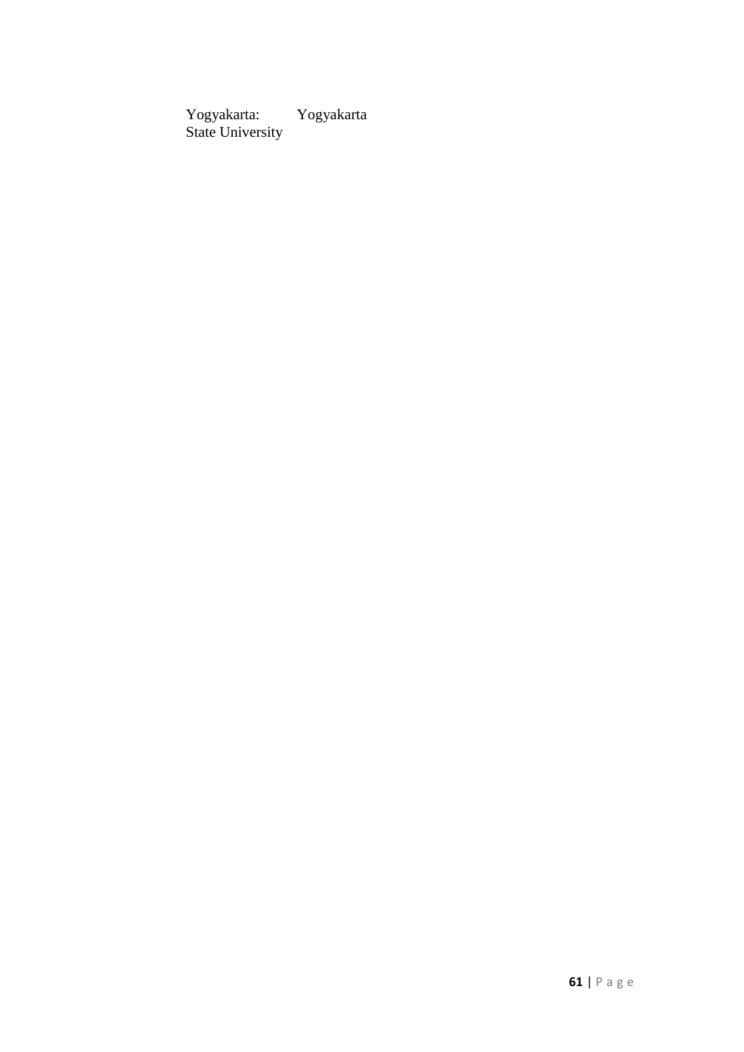Yogyakarta: Yogyakarta State University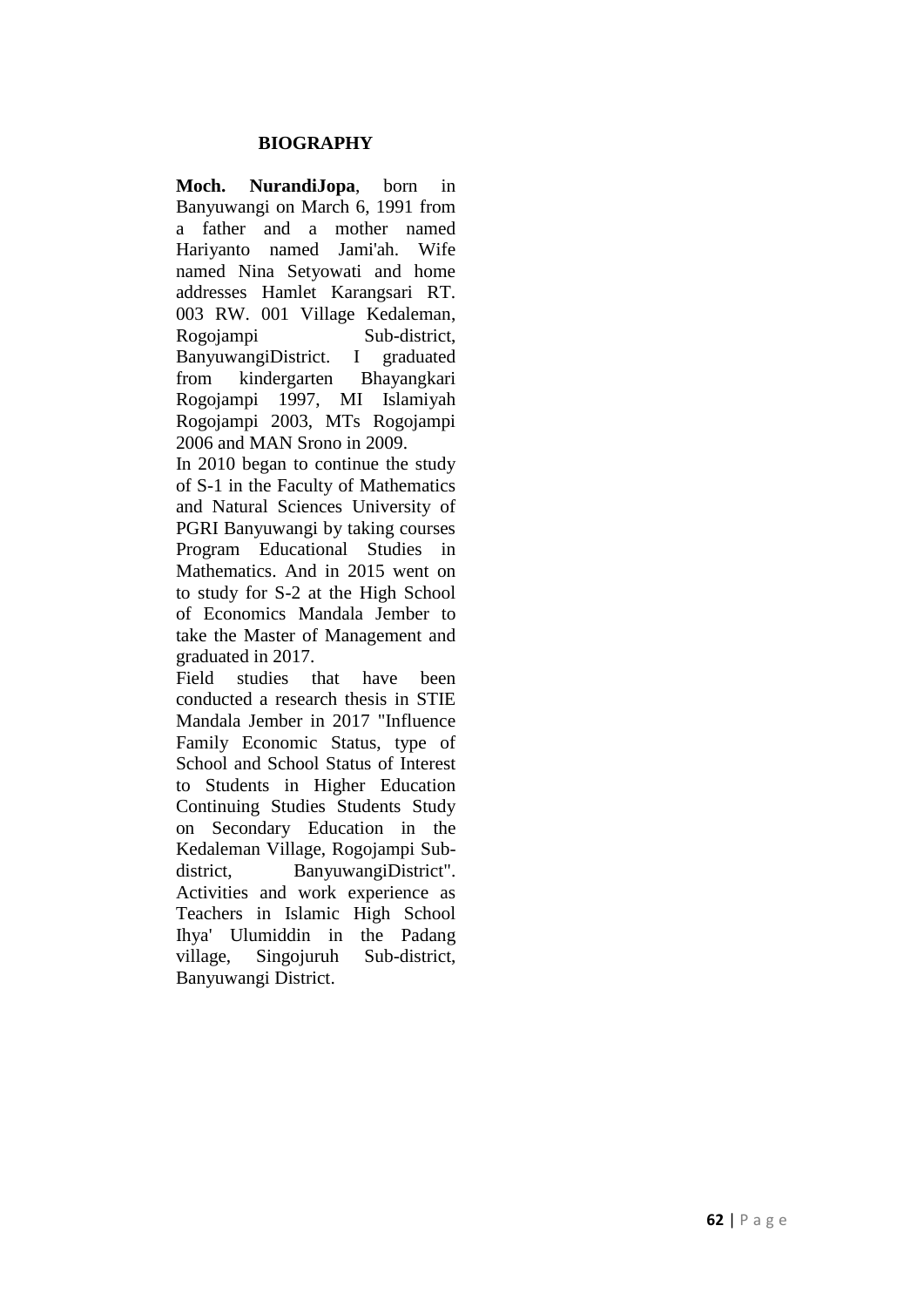## BIOGRAPHY

**Moch. NurandiJopa**, born in Banyuwangi on March 6, 1991 from a father and a mother named Hariyanto named Jami'ah. Wife named Nina Setyowati and home addresses Hamlet Karangsari RT. 003 RW. 001 Village Kedaleman, Rogojampi Sub-district, BanyuwangiDistrict. I graduated from kindergarten Bhayangkari Rogojampi 1997, MI Islamiyah Rogojampi 2003, MTs Rogojampi 2006 and MAN Srono in 2009.

In 2010 began to continue the study of S-1 in the Faculty of Mathematics and Natural Sciences University of PGRI Banyuwangi by taking courses Program Educational Studies in Mathematics. And in 2015 went on to study for S-2 at the High School of Economics Mandala Jember to take the Master of Management and graduated in 2017.

Field studies that have been conducted a research thesis in STIE Mandala Jember in 2017 "Influence Family Economic Status, type of School and School Status of Interest to Students in Higher Education Continuing Studies Students Study on Secondary Education in the Kedaleman Village, Rogojampi Sub-district, BanyuwangiDistrict". Activities and work experience as Teachers in Islamic High School Ihya' Ulumiddin in the Padang village, Singojuruh Sub-district, Banyuwangi District.